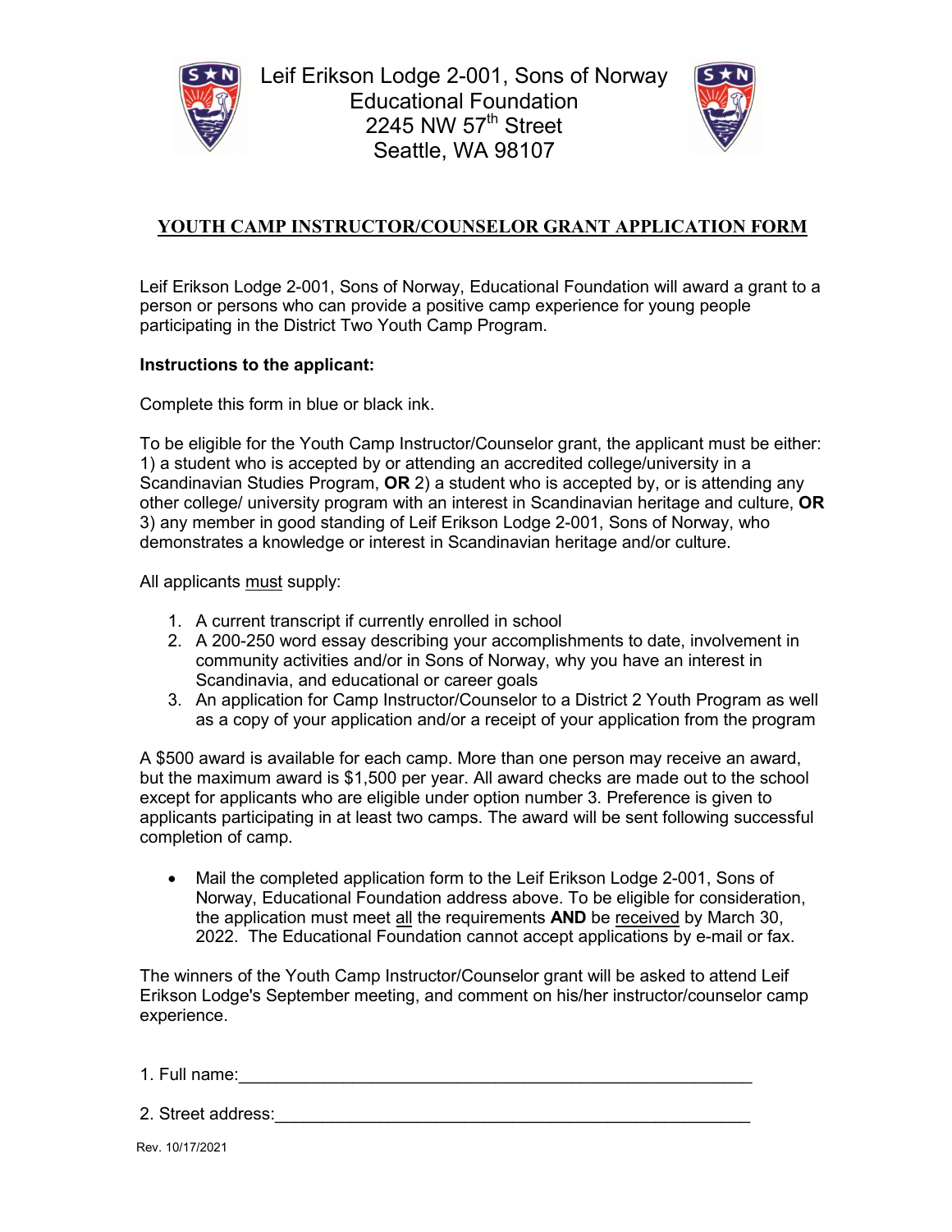# Leif Erikson Lodge 2-001, Sons of Norway Educational Foundation
2245 NW 57th Street
Seattle, WA 98107

## YOUTH CAMP INSTRUCTOR/COUNSELOR GRANT APPLICATION FORM

Leif Erikson Lodge 2-001, Sons of Norway, Educational Foundation will award a grant to a person or persons who can provide a positive camp experience for young people participating in the District Two Youth Camp Program.

**Instructions to the applicant:**

Complete this form in blue or black ink.

To be eligible for the Youth Camp Instructor/Counselor grant, the applicant must be either: 1) a student who is accepted by or attending an accredited college/university in a Scandinavian Studies Program, **OR** 2) a student who is accepted by, or is attending any other college/ university program with an interest in Scandinavian heritage and culture, **OR** 3) any member in good standing of Leif Erikson Lodge 2-001, Sons of Norway, who demonstrates a knowledge or interest in Scandinavian heritage and/or culture.

All applicants must supply:

1. A current transcript if currently enrolled in school
2. A 200-250 word essay describing your accomplishments to date, involvement in community activities and/or in Sons of Norway, why you have an interest in Scandinavia, and educational or career goals
3. An application for Camp Instructor/Counselor to a District 2 Youth Program as well as a copy of your application and/or a receipt of your application from the program

A $500 award is available for each camp. More than one person may receive an award, but the maximum award is $1,500 per year. All award checks are made out to the school except for applicants who are eligible under option number 3. Preference is given to applicants participating in at least two camps. The award will be sent following successful completion of camp.

- Mail the completed application form to the Leif Erikson Lodge 2-001, Sons of Norway, Educational Foundation address above. To be eligible for consideration, the application must meet all the requirements **AND** be received by March 30, 2022. The Educational Foundation cannot accept applications by e-mail or fax.

The winners of the Youth Camp Instructor/Counselor grant will be asked to attend Leif Erikson Lodge's September meeting, and comment on his/her instructor/counselor camp experience.

1. Full name:_______________________________________________________

2. Street address:___________________________________________________

Rev. 10/17/2021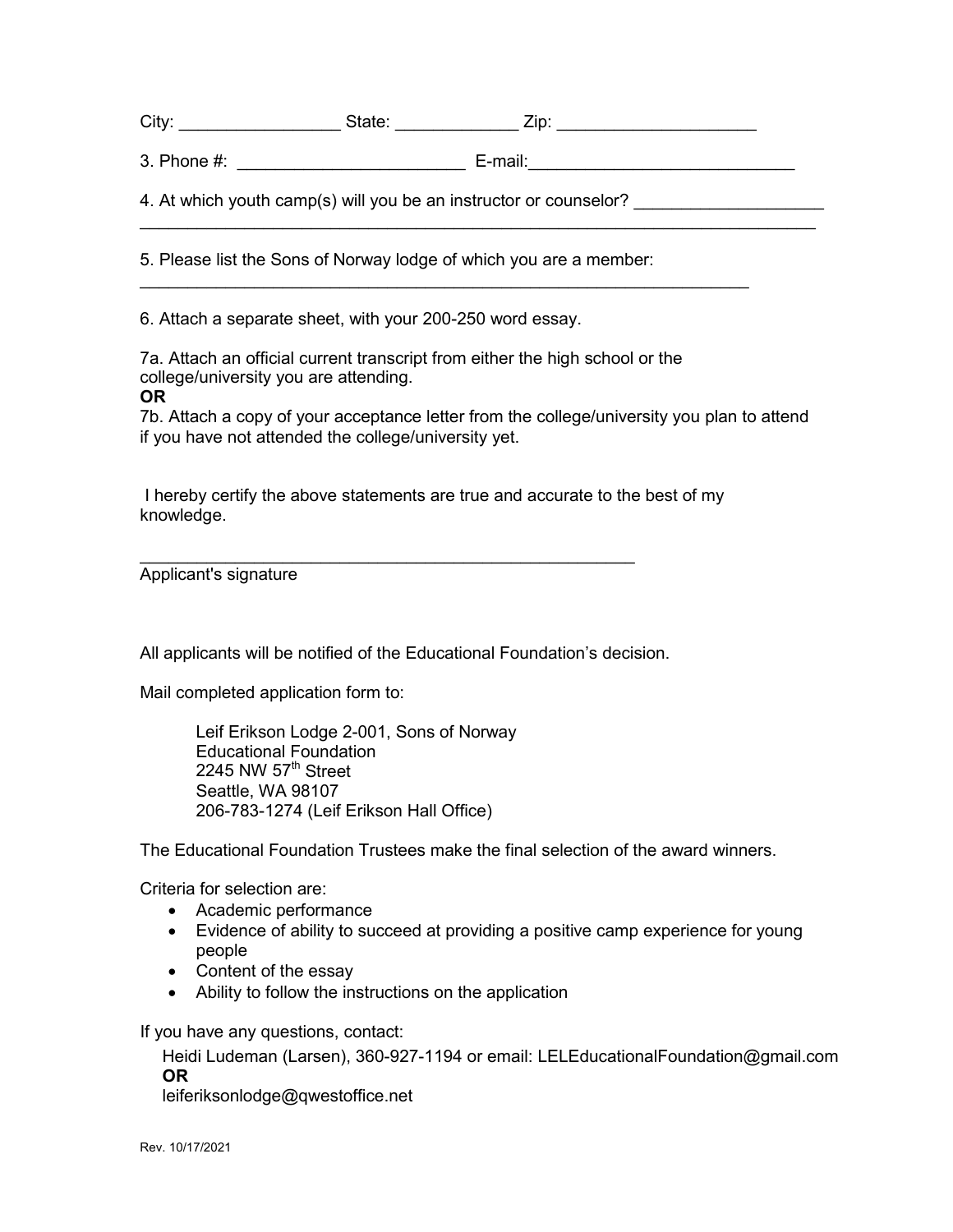City: _________________ State: _____________ Zip: _____________________

3. Phone #: ________________________ E-mail:____________________________

4. At which youth camp(s) will you be an instructor or counselor? ____________________
___________________________________________________________________________

5. Please list the Sons of Norway lodge of which you are a member:
___________________________________________________________________

6. Attach a separate sheet, with your 200-250 word essay.

7a. Attach an official current transcript from either the high school or the college/university you are attending.
**OR**
7b. Attach a copy of your acceptance letter from the college/university you plan to attend if you have not attended the college/university yet.

I hereby certify the above statements are true and accurate to the best of my knowledge.

_______________________________________________________
Applicant's signature

All applicants will be notified of the Educational Foundation's decision.

Mail completed application form to:

Leif Erikson Lodge 2-001, Sons of Norway
Educational Foundation
2245 NW 57th Street
Seattle, WA 98107
206-783-1274 (Leif Erikson Hall Office)

The Educational Foundation Trustees make the final selection of the award winners.

Criteria for selection are:

- Academic performance
- Evidence of ability to succeed at providing a positive camp experience for young people
- Content of the essay
- Ability to follow the instructions on the application

If you have any questions, contact:

Heidi Ludeman (Larsen), 360-927-1194 or email: LELEducationalFoundation@gmail.com
**OR**
leiferiksonlodge@qwestoffice.net

Rev. 10/17/2021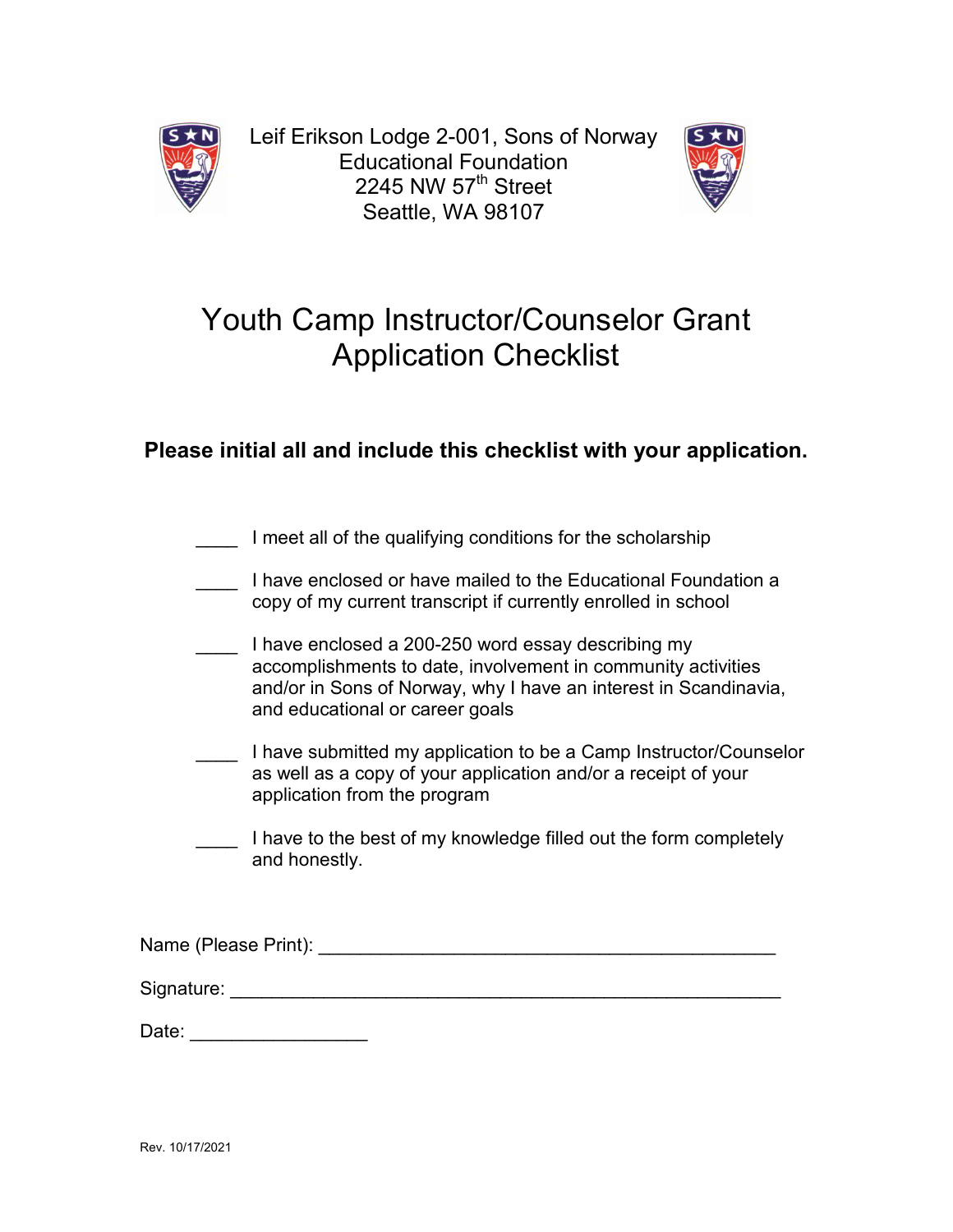Leif Erikson Lodge 2-001, Sons of Norway
Educational Foundation
2245 NW 57th Street
Seattle, WA 98107

# Youth Camp Instructor/Counselor Grant Application Checklist

**Please initial all and include this checklist with your application.**

____ I meet all of the qualifying conditions for the scholarship

____ I have enclosed or have mailed to the Educational Foundation a copy of my current transcript if currently enrolled in school

____ I have enclosed a 200-250 word essay describing my accomplishments to date, involvement in community activities and/or in Sons of Norway, why I have an interest in Scandinavia, and educational or career goals

____ I have submitted my application to be a Camp Instructor/Counselor as well as a copy of your application and/or a receipt of your application from the program

____ I have to the best of my knowledge filled out the form completely and honestly.

Name (Please Print): ____________________________________________

Signature: ______________________________________________________

Date: _________________

Rev. 10/17/2021